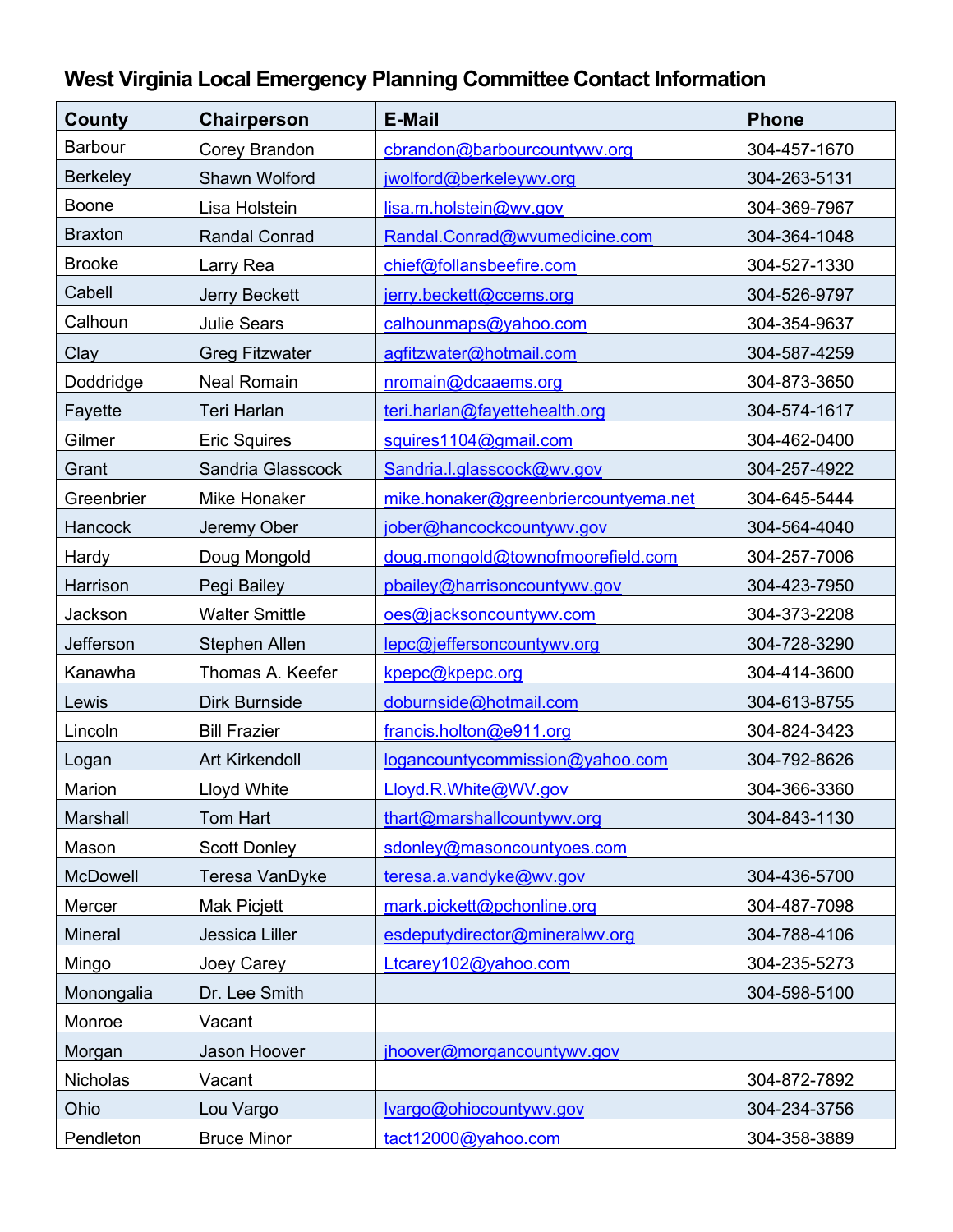## West Virginia Local Emergency Planning Committee Contact Information

| County | Chairperson | E-Mail | Phone |
|---|---|---|---|
| Barbour | Corey Brandon | cbrandon@barbourcountywv.org | 304-457-1670 |
| Berkeley | Shawn Wolford | jwolford@berkeleywv.org | 304-263-5131 |
| Boone | Lisa Holstein | lisa.m.holstein@wv.gov | 304-369-7967 |
| Braxton | Randal Conrad | Randal.Conrad@wvumedicine.com | 304-364-1048 |
| Brooke | Larry Rea | chief@follansbeefire.com | 304-527-1330 |
| Cabell | Jerry Beckett | jerry.beckett@ccems.org | 304-526-9797 |
| Calhoun | Julie Sears | calhounmaps@yahoo.com | 304-354-9637 |
| Clay | Greg Fitzwater | agfitzwater@hotmail.com | 304-587-4259 |
| Doddridge | Neal Romain | nromain@dcaaems.org | 304-873-3650 |
| Fayette | Teri Harlan | teri.harlan@fayettehealth.org | 304-574-1617 |
| Gilmer | Eric Squires | squires1104@gmail.com | 304-462-0400 |
| Grant | Sandria Glasscock | Sandria.l.glasscock@wv.gov | 304-257-4922 |
| Greenbrier | Mike Honaker | mike.honaker@greenbriercountyema.net | 304-645-5444 |
| Hancock | Jeremy Ober | jober@hancockcountywv.gov | 304-564-4040 |
| Hardy | Doug Mongold | doug.mongold@townofmoorefield.com | 304-257-7006 |
| Harrison | Pegi Bailey | pbailey@harrisoncountywv.gov | 304-423-7950 |
| Jackson | Walter Smittle | oes@jacksoncountywv.com | 304-373-2208 |
| Jefferson | Stephen Allen | lepc@jeffersoncountywv.org | 304-728-3290 |
| Kanawha | Thomas A. Keefer | kpepc@kpepc.org | 304-414-3600 |
| Lewis | Dirk Burnside | doburnside@hotmail.com | 304-613-8755 |
| Lincoln | Bill Frazier | francis.holton@e911.org | 304-824-3423 |
| Logan | Art Kirkendoll | logancountycommission@yahoo.com | 304-792-8626 |
| Marion | Lloyd White | Lloyd.R.White@WV.gov | 304-366-3360 |
| Marshall | Tom Hart | thart@marshallcountywv.org | 304-843-1130 |
| Mason | Scott Donley | sdonley@masoncountyoes.com | |
| McDowell | Teresa VanDyke | teresa.a.vandyke@wv.gov | 304-436-5700 |
| Mercer | Mak Picjett | mark.pickett@pchonline.org | 304-487-7098 |
| Mineral | Jessica Liller | esdeputydirector@mineralwv.org | 304-788-4106 |
| Mingo | Joey Carey | Ltcarey102@yahoo.com | 304-235-5273 |
| Monongalia | Dr. Lee Smith | | 304-598-5100 |
| Monroe | Vacant | | |
| Morgan | Jason Hoover | jhoover@morgancountywv.gov | |
| Nicholas | Vacant | | 304-872-7892 |
| Ohio | Lou Vargo | lvargo@ohiocountywv.gov | 304-234-3756 |
| Pendleton | Bruce Minor | tact12000@yahoo.com | 304-358-3889 |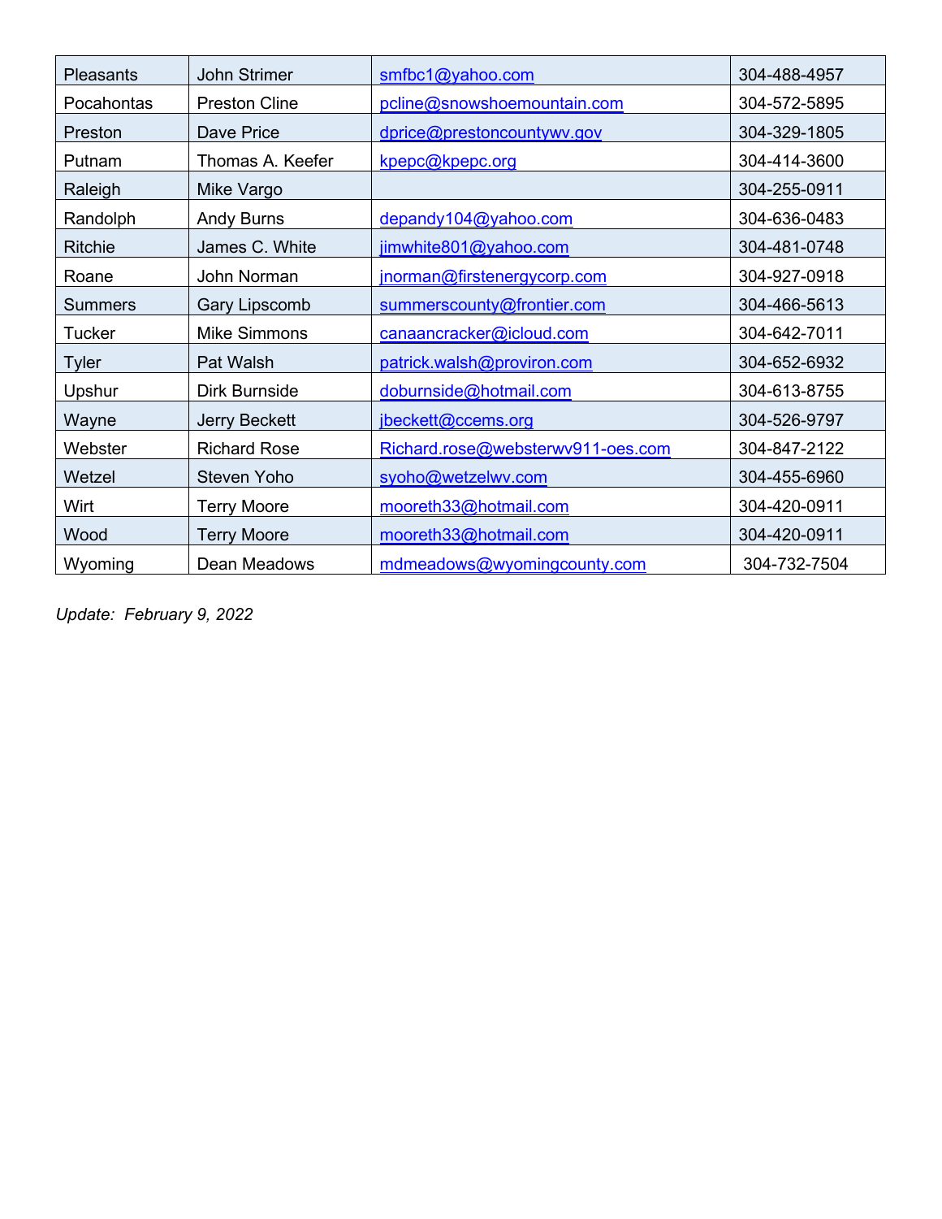| | | | |
|---|---|---|---|
| Pleasants | John Strimer | smfbc1@yahoo.com | 304-488-4957 |
| Pocahontas | Preston Cline | pcline@snowshoemountain.com | 304-572-5895 |
| Preston | Dave Price | dprice@prestoncountywv.gov | 304-329-1805 |
| Putnam | Thomas A. Keefer | kpepc@kpepc.org | 304-414-3600 |
| Raleigh | Mike Vargo | | 304-255-0911 |
| Randolph | Andy Burns | depandy104@yahoo.com | 304-636-0483 |
| Ritchie | James C. White | jimwhite801@yahoo.com | 304-481-0748 |
| Roane | John Norman | jnorman@firstenergycorp.com | 304-927-0918 |
| Summers | Gary Lipscomb | summerscounty@frontier.com | 304-466-5613 |
| Tucker | Mike Simmons | canaancracker@icloud.com | 304-642-7011 |
| Tyler | Pat Walsh | patrick.walsh@proviron.com | 304-652-6932 |
| Upshur | Dirk Burnside | doburnside@hotmail.com | 304-613-8755 |
| Wayne | Jerry Beckett | jbeckett@ccems.org | 304-526-9797 |
| Webster | Richard Rose | Richard.rose@websterwv911-oes.com | 304-847-2122 |
| Wetzel | Steven Yoho | syoho@wetzelwv.com | 304-455-6960 |
| Wirt | Terry Moore | mooreth33@hotmail.com | 304-420-0911 |
| Wood | Terry Moore | mooreth33@hotmail.com | 304-420-0911 |
| Wyoming | Dean Meadows | mdmeadows@wyomingcounty.com | 304-732-7504 |

*Update: February 9, 2022*